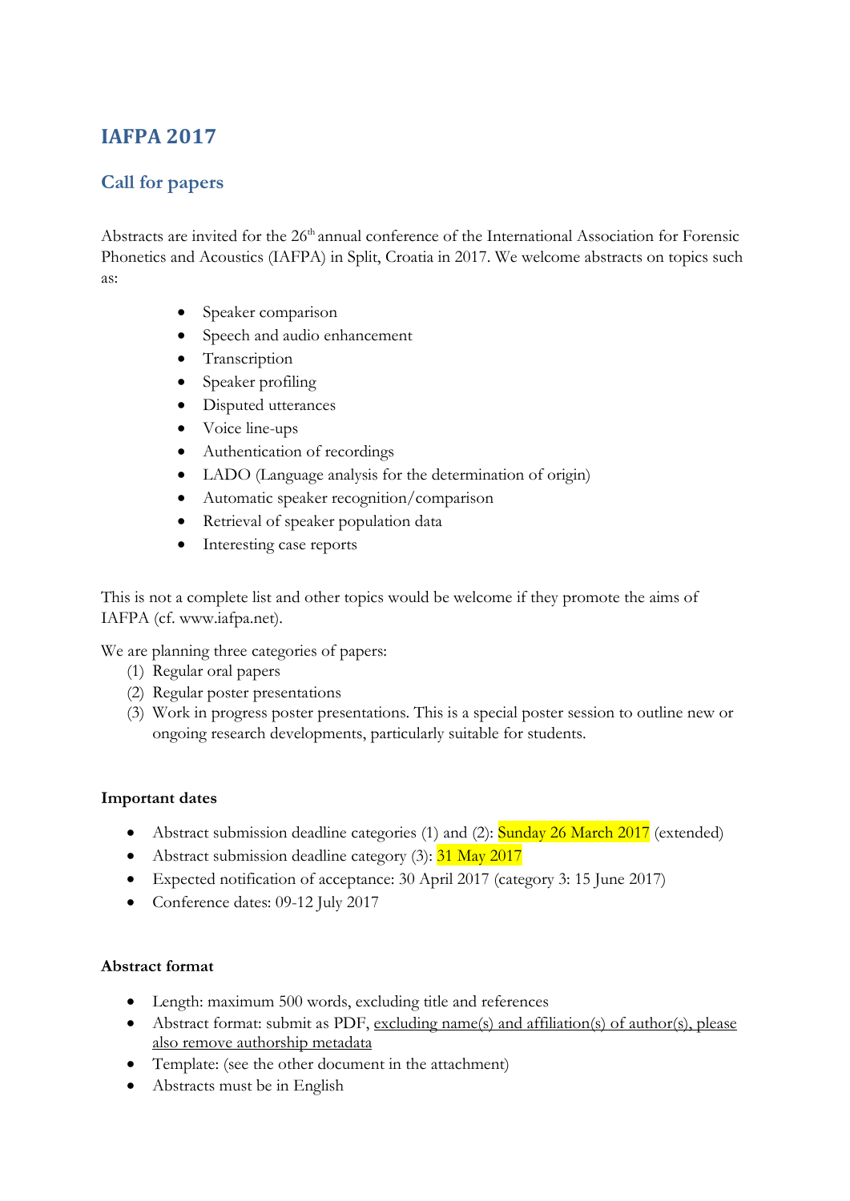# IAFPA 2017

## Call for papers

Abstracts are invited for the 26th annual conference of the International Association for Forensic Phonetics and Acoustics (IAFPA) in Split, Croatia in 2017. We welcome abstracts on topics such as:

- Speaker comparison
- Speech and audio enhancement
- Transcription
- Speaker profiling
- Disputed utterances
- Voice line-ups
- Authentication of recordings
- LADO (Language analysis for the determination of origin)
- Automatic speaker recognition/comparison
- Retrieval of speaker population data
- Interesting case reports

This is not a complete list and other topics would be welcome if they promote the aims of IAFPA (cf. www.iafpa.net).

We are planning three categories of papers:

(1) Regular oral papers
(2) Regular poster presentations
(3) Work in progress poster presentations. This is a special poster session to outline new or ongoing research developments, particularly suitable for students.

**Important dates**

- Abstract submission deadline categories (1) and (2): Sunday 26 March 2017 (extended)
- Abstract submission deadline category (3): 31 May 2017
- Expected notification of acceptance: 30 April 2017 (category 3: 15 June 2017)
- Conference dates: 09-12 July 2017

**Abstract format**

- Length: maximum 500 words, excluding title and references
- Abstract format: submit as PDF, excluding name(s) and affiliation(s) of author(s), please also remove authorship metadata
- Template: (see the other document in the attachment)
- Abstracts must be in English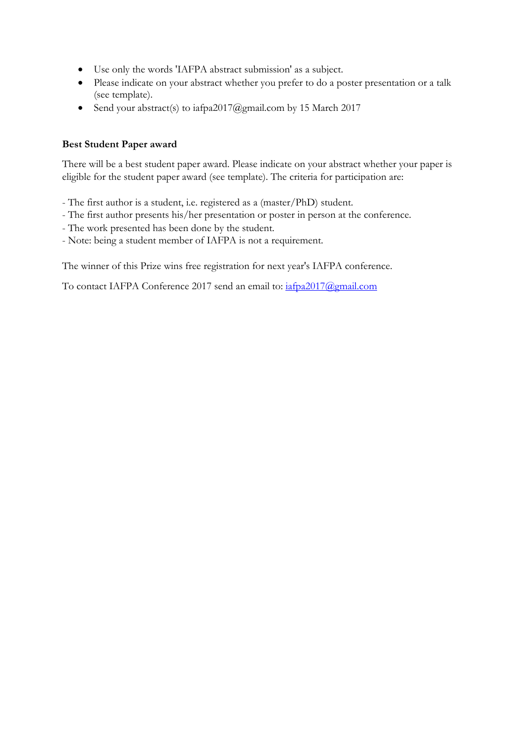- Use only the words 'IAFPA abstract submission' as a subject.
- Please indicate on your abstract whether you prefer to do a poster presentation or a talk (see template).
- Send your abstract(s) to iafpa2017@gmail.com by 15 March 2017

**Best Student Paper award**

There will be a best student paper award. Please indicate on your abstract whether your paper is eligible for the student paper award (see template). The criteria for participation are:

- The first author is a student, i.e. registered as a (master/PhD) student.
- The first author presents his/her presentation or poster in person at the conference.
- The work presented has been done by the student.
- Note: being a student member of IAFPA is not a requirement.

The winner of this Prize wins free registration for next year's IAFPA conference.

To contact IAFPA Conference 2017 send an email to: iafpa2017@gmail.com